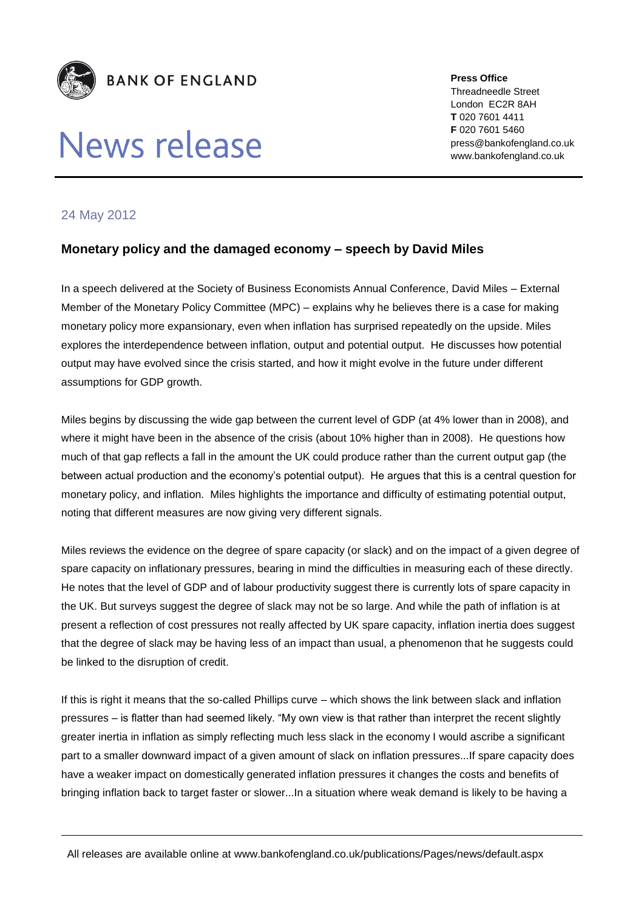**BANK OF ENGLAND**

# News release

**Press Office**
Threadneedle Street
London EC2R 8AH
**T** 020 7601 4411
**F** 020 7601 5460
press@bankofengland.co.uk
www.bankofengland.co.uk

24 May 2012

## Monetary policy and the damaged economy – speech by David Miles

In a speech delivered at the Society of Business Economists Annual Conference, David Miles – External Member of the Monetary Policy Committee (MPC) – explains why he believes there is a case for making monetary policy more expansionary, even when inflation has surprised repeatedly on the upside. Miles explores the interdependence between inflation, output and potential output. He discusses how potential output may have evolved since the crisis started, and how it might evolve in the future under different assumptions for GDP growth.

Miles begins by discussing the wide gap between the current level of GDP (at 4% lower than in 2008), and where it might have been in the absence of the crisis (about 10% higher than in 2008). He questions how much of that gap reflects a fall in the amount the UK could produce rather than the current output gap (the between actual production and the economy's potential output). He argues that this is a central question for monetary policy, and inflation. Miles highlights the importance and difficulty of estimating potential output, noting that different measures are now giving very different signals.

Miles reviews the evidence on the degree of spare capacity (or slack) and on the impact of a given degree of spare capacity on inflationary pressures, bearing in mind the difficulties in measuring each of these directly. He notes that the level of GDP and of labour productivity suggest there is currently lots of spare capacity in the UK. But surveys suggest the degree of slack may not be so large. And while the path of inflation is at present a reflection of cost pressures not really affected by UK spare capacity, inflation inertia does suggest that the degree of slack may be having less of an impact than usual, a phenomenon that he suggests could be linked to the disruption of credit.

If this is right it means that the so-called Phillips curve – which shows the link between slack and inflation pressures – is flatter than had seemed likely. "My own view is that rather than interpret the recent slightly greater inertia in inflation as simply reflecting much less slack in the economy I would ascribe a significant part to a smaller downward impact of a given amount of slack on inflation pressures...If spare capacity does have a weaker impact on domestically generated inflation pressures it changes the costs and benefits of bringing inflation back to target faster or slower...In a situation where weak demand is likely to be having a

All releases are available online at www.bankofengland.co.uk/publications/Pages/news/default.aspx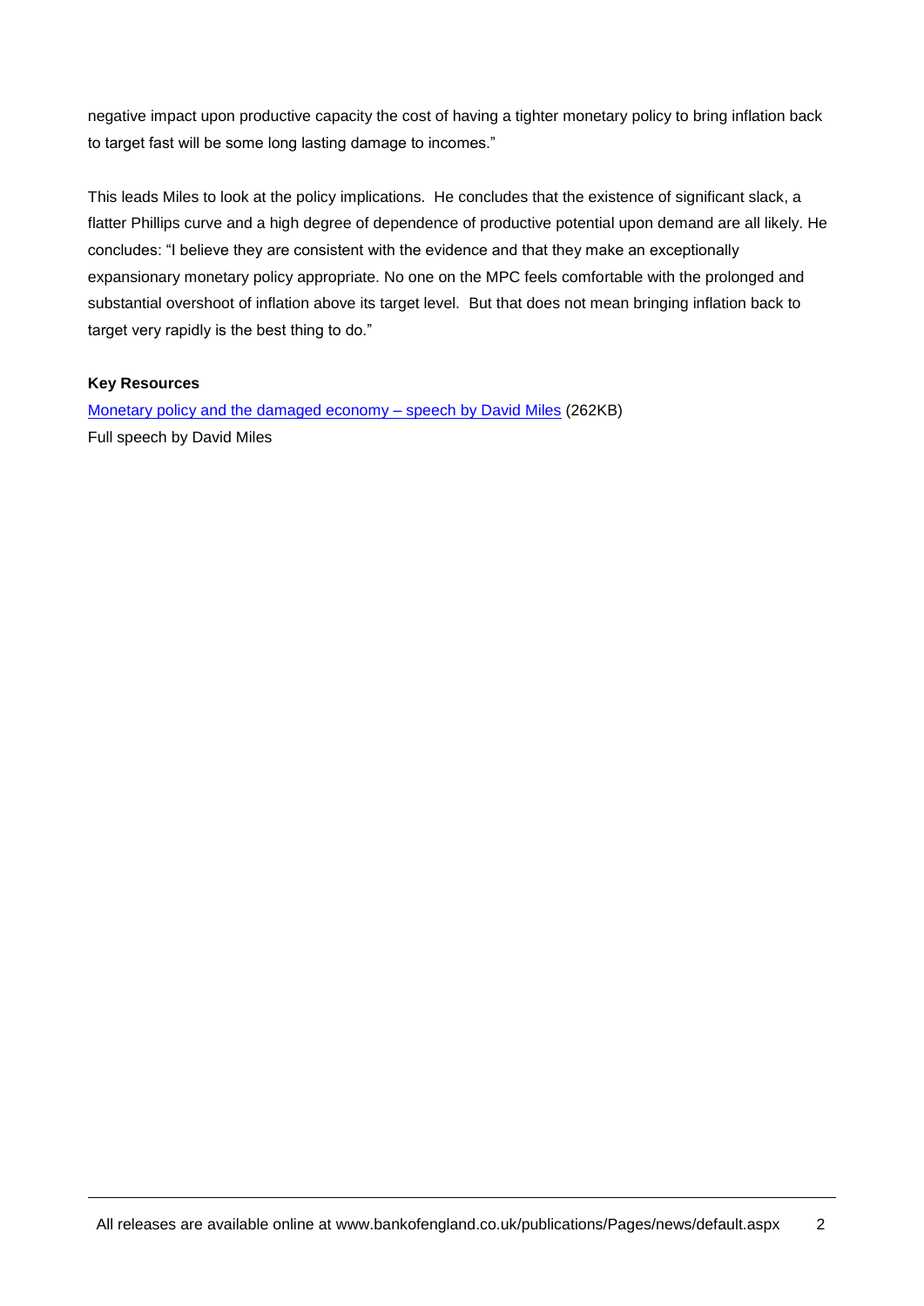negative impact upon productive capacity the cost of having a tighter monetary policy to bring inflation back to target fast will be some long lasting damage to incomes."

This leads Miles to look at the policy implications. He concludes that the existence of significant slack, a flatter Phillips curve and a high degree of dependence of productive potential upon demand are all likely. He concludes: "I believe they are consistent with the evidence and that they make an exceptionally expansionary monetary policy appropriate. No one on the MPC feels comfortable with the prolonged and substantial overshoot of inflation above its target level. But that does not mean bringing inflation back to target very rapidly is the best thing to do."

**Key Resources**

Monetary policy and the damaged economy – speech by David Miles (262KB)
Full speech by David Miles